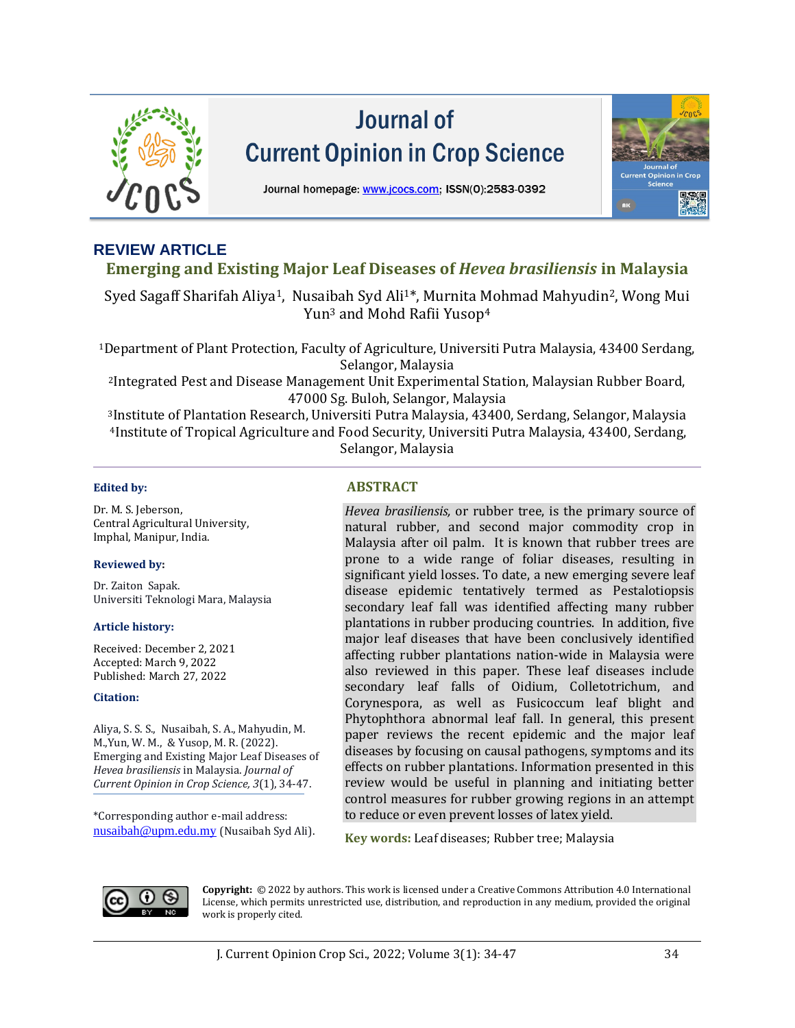# Journal of Current Opinion in Crop Science

Journal homepage: www.jcocs.com; ISSN(O):2583-0392

**REVIEW ARTICLE**

## Emerging and Existing Major Leaf Diseases of *Hevea brasiliensis* in Malaysia

Syed Sagaff Sharifah Aliya[1], Nusaibah Syd Ali[1]*, Murnita Mohmad Mahyudin[2], Wong Mui Yun[3] and Mohd Rafii Yusop[4]

[1]Department of Plant Protection, Faculty of Agriculture, Universiti Putra Malaysia, 43400 Serdang, Selangor, Malaysia
[2]Integrated Pest and Disease Management Unit Experimental Station, Malaysian Rubber Board, 47000 Sg. Buloh, Selangor, Malaysia
[3]Institute of Plantation Research, Universiti Putra Malaysia, 43400, Serdang, Selangor, Malaysia
[4]Institute of Tropical Agriculture and Food Security, Universiti Putra Malaysia, 43400, Serdang, Selangor, Malaysia

**Edited by:**

Dr. M. S. Jeberson,
Central Agricultural University,
Imphal, Manipur, India.

**Reviewed by:**

Dr. Zaiton Sapak.
Universiti Teknologi Mara, Malaysia

**Article history:**

Received: December 2, 2021
Accepted: March 9, 2022
Published: March 27, 2022

**Citation:**

Aliya, S. S. S., Nusaibah, S. A., Mahyudin, M. M.,Yun, W. M., & Yusop, M. R. (2022). Emerging and Existing Major Leaf Diseases of *Hevea brasiliensis* in Malaysia. *Journal of Current Opinion in Crop Science, 3*(1), 34-47.

*Corresponding author e-mail address: nusaibah@upm.edu.my (Nusaibah Syd Ali).

### ABSTRACT

*Hevea brasiliensis,* or rubber tree, is the primary source of natural rubber, and second major commodity crop in Malaysia after oil palm. It is known that rubber trees are prone to a wide range of foliar diseases, resulting in significant yield losses. To date, a new emerging severe leaf disease epidemic tentatively termed as Pestalotiopsis secondary leaf fall was identified affecting many rubber plantations in rubber producing countries. In addition, five major leaf diseases that have been conclusively identified affecting rubber plantations nation-wide in Malaysia were also reviewed in this paper. These leaf diseases include secondary leaf falls of Oidium, Colletotrichum, and Corynespora, as well as Fusicoccum leaf blight and Phytophthora abnormal leaf fall. In general, this present paper reviews the recent epidemic and the major leaf diseases by focusing on causal pathogens, symptoms and its effects on rubber plantations. Information presented in this review would be useful in planning and initiating better control measures for rubber growing regions in an attempt to reduce or even prevent losses of latex yield.

**Key words:** Leaf diseases; Rubber tree; Malaysia

**Copyright:** © 2022 by authors. This work is licensed under a Creative Commons Attribution 4.0 International License, which permits unrestricted use, distribution, and reproduction in any medium, provided the original work is properly cited.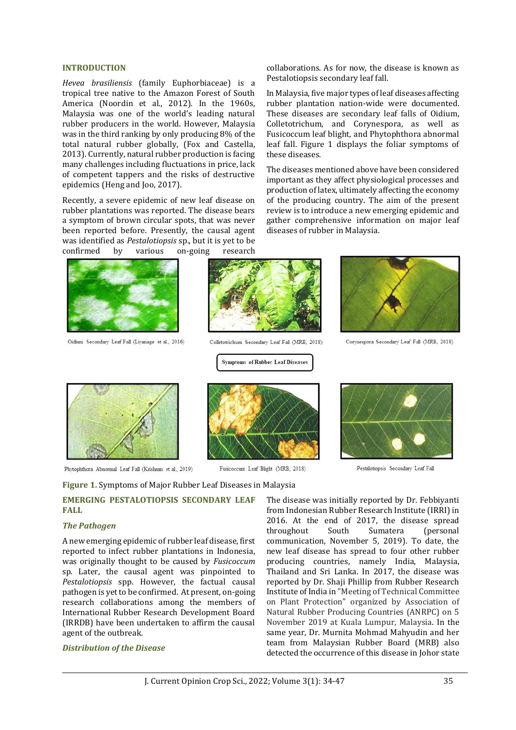## INTRODUCTION

*Hevea brasiliensis* (family Euphorbiaceae) is a tropical tree native to the Amazon Forest of South America (Noordin et al., 2012). In the 1960s, Malaysia was one of the world's leading natural rubber producers in the world. However, Malaysia was in the third ranking by only producing 8% of the total natural rubber globally, (Fox and Castella, 2013). Currently, natural rubber production is facing many challenges including fluctuations in price, lack of competent tappers and the risks of destructive epidemics (Heng and Joo, 2017).

Recently, a severe epidemic of new leaf disease on rubber plantations was reported. The disease bears a symptom of brown circular spots, that was never been reported before. Presently, the causal agent was identified as *Pestalotiopsis* sp., but it is yet to be confirmed by various on-going research collaborations. As for now, the disease is known as Pestalotiopsis secondary leaf fall.

In Malaysia, five major types of leaf diseases affecting rubber plantation nation-wide were documented. These diseases are secondary leaf falls of Oidium, Colletotrichum, and Corynespora, as well as Fusicoccum leaf blight, and Phytophthora abnormal leaf fall. Figure 1 displays the foliar symptoms of these diseases.

The diseases mentioned above have been considered important as they affect physiological processes and production of latex, ultimately affecting the economy of the producing country. The aim of the present review is to introduce a new emerging epidemic and gather comprehensive information on major leaf diseases of rubber in Malaysia.

Symptoms of Rubber Leaf Diseases

Oidium Secondary Leaf Fall (Liyanage et al., 2016)

Colletotrichum Secondary Leaf Fall (MRB, 2018)

Corynespora Secondary Leaf Fall (MRB, 2018)

Phytophthora Abnormal Leaf Fall (Krishnan et al., 2019)

Fusicoccum Leaf Blight (MRB, 2018)

Pestalotiopsis Secondary Leaf Fall

**Figure 1.** Symptoms of Major Rubber Leaf Diseases in Malaysia

## EMERGING PESTALOTIOPSIS SECONDARY LEAF FALL

### *The Pathogen*

A new emerging epidemic of rubber leaf disease, first reported to infect rubber plantations in Indonesia, was originally thought to be caused by *Fusicoccum* sp. Later, the causal agent was pinpointed to *Pestalotiopsis* spp. However, the factual causal pathogen is yet to be confirmed. At present, on-going research collaborations among the members of International Rubber Research Development Board (IRRDB) have been undertaken to affirm the causal agent of the outbreak.

### *Distribution of the Disease*

The disease was initially reported by Dr. Febbiyanti from Indonesian Rubber Research Institute (IRRI) in 2016. At the end of 2017, the disease spread throughout South Sumatera (personal communication, November 5, 2019). To date, the new leaf disease has spread to four other rubber producing countries, namely India, Malaysia, Thailand and Sri Lanka. In 2017, the disease was reported by Dr. Shaji Phillip from Rubber Research Institute of India in "Meeting of Technical Committee on Plant Protection" organized by Association of Natural Rubber Producing Countries (ANRPC) on 5 November 2019 at Kuala Lumpur, Malaysia. In the same year, Dr. Murnita Mohmad Mahyudin and her team from Malaysian Rubber Board (MRB) also detected the occurrence of this disease in Johor state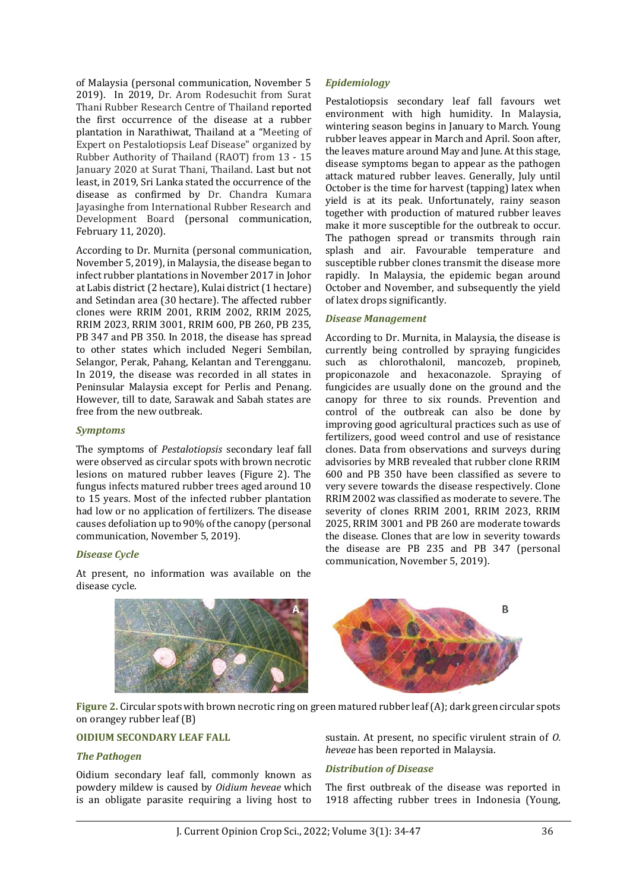of Malaysia (personal communication, November 5 2019). In 2019, Dr. Arom Rodesuchit from Surat Thani Rubber Research Centre of Thailand reported the first occurrence of the disease at a rubber plantation in Narathiwat, Thailand at a "Meeting of Expert on Pestalotiopsis Leaf Disease" organized by Rubber Authority of Thailand (RAOT) from 13 - 15 January 2020 at Surat Thani, Thailand. Last but not least, in 2019, Sri Lanka stated the occurrence of the disease as confirmed by Dr. Chandra Kumara Jayasinghe from International Rubber Research and Development Board (personal communication, February 11, 2020).

According to Dr. Murnita (personal communication, November 5, 2019), in Malaysia, the disease began to infect rubber plantations in November 2017 in Johor at Labis district (2 hectare), Kulai district (1 hectare) and Setindan area (30 hectare). The affected rubber clones were RRIM 2001, RRIM 2002, RRIM 2025, RRIM 2023, RRIM 3001, RRIM 600, PB 260, PB 235, PB 347 and PB 350. In 2018, the disease has spread to other states which included Negeri Sembilan, Selangor, Perak, Pahang, Kelantan and Terengganu. In 2019, the disease was recorded in all states in Peninsular Malaysia except for Perlis and Penang. However, till to date, Sarawak and Sabah states are free from the new outbreak.

### *Symptoms*

The symptoms of *Pestalotiopsis* secondary leaf fall were observed as circular spots with brown necrotic lesions on matured rubber leaves (Figure 2). The fungus infects matured rubber trees aged around 10 to 15 years. Most of the infected rubber plantation had low or no application of fertilizers. The disease causes defoliation up to 90% of the canopy (personal communication, November 5, 2019).

### *Disease Cycle*

At present, no information was available on the disease cycle.

### *Epidemiology*

Pestalotiopsis secondary leaf fall favours wet environment with high humidity. In Malaysia, wintering season begins in January to March. Young rubber leaves appear in March and April. Soon after, the leaves mature around May and June. At this stage, disease symptoms began to appear as the pathogen attack matured rubber leaves. Generally, July until October is the time for harvest (tapping) latex when yield is at its peak. Unfortunately, rainy season together with production of matured rubber leaves make it more susceptible for the outbreak to occur. The pathogen spread or transmits through rain splash and air. Favourable temperature and susceptible rubber clones transmit the disease more rapidly. In Malaysia, the epidemic began around October and November, and subsequently the yield of latex drops significantly.

### *Disease Management*

According to Dr. Murnita, in Malaysia, the disease is currently being controlled by spraying fungicides such as chlorothalonil, mancozeb, propineb, propiconazole and hexaconazole. Spraying of fungicides are usually done on the ground and the canopy for three to six rounds. Prevention and control of the outbreak can also be done by improving good agricultural practices such as use of fertilizers, good weed control and use of resistance clones. Data from observations and surveys during advisories by MRB revealed that rubber clone RRIM 600 and PB 350 have been classified as severe to very severe towards the disease respectively. Clone RRIM 2002 was classified as moderate to severe. The severity of clones RRIM 2001, RRIM 2023, RRIM 2025, RRIM 3001 and PB 260 are moderate towards the disease. Clones that are low in severity towards the disease are PB 235 and PB 347 (personal communication, November 5, 2019).

**Figure 2.** Circular spots with brown necrotic ring on green matured rubber leaf (A); dark green circular spots on orangey rubber leaf (B)

## OIDIUM SECONDARY LEAF FALL

### *The Pathogen*

Oidium secondary leaf fall, commonly known as powdery mildew is caused by *Oidium heveae* which is an obligate parasite requiring a living host to sustain. At present, no specific virulent strain of *O. heveae* has been reported in Malaysia.

### *Distribution of Disease*

The first outbreak of the disease was reported in 1918 affecting rubber trees in Indonesia (Young,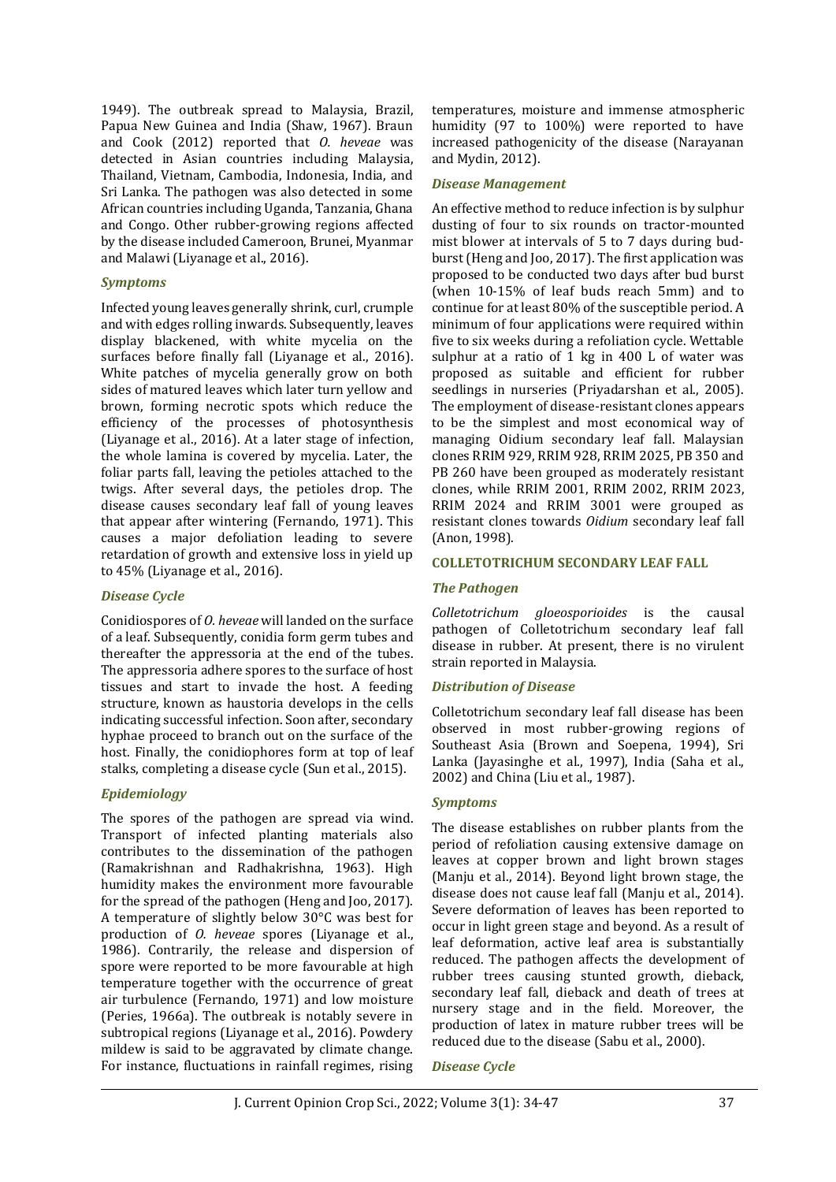1949). The outbreak spread to Malaysia, Brazil, Papua New Guinea and India (Shaw, 1967). Braun and Cook (2012) reported that *O. heveae* was detected in Asian countries including Malaysia, Thailand, Vietnam, Cambodia, Indonesia, India, and Sri Lanka. The pathogen was also detected in some African countries including Uganda, Tanzania, Ghana and Congo. Other rubber-growing regions affected by the disease included Cameroon, Brunei, Myanmar and Malawi (Liyanage et al., 2016).

### *Symptoms*

Infected young leaves generally shrink, curl, crumple and with edges rolling inwards. Subsequently, leaves display blackened, with white mycelia on the surfaces before finally fall (Liyanage et al., 2016). White patches of mycelia generally grow on both sides of matured leaves which later turn yellow and brown, forming necrotic spots which reduce the efficiency of the processes of photosynthesis (Liyanage et al., 2016). At a later stage of infection, the whole lamina is covered by mycelia. Later, the foliar parts fall, leaving the petioles attached to the twigs. After several days, the petioles drop. The disease causes secondary leaf fall of young leaves that appear after wintering (Fernando, 1971). This causes a major defoliation leading to severe retardation of growth and extensive loss in yield up to 45% (Liyanage et al., 2016).

### *Disease Cycle*

Conidiospores of *O. heveae* will landed on the surface of a leaf. Subsequently, conidia form germ tubes and thereafter the appressoria at the end of the tubes. The appressoria adhere spores to the surface of host tissues and start to invade the host. A feeding structure, known as haustoria develops in the cells indicating successful infection. Soon after, secondary hyphae proceed to branch out on the surface of the host. Finally, the conidiophores form at top of leaf stalks, completing a disease cycle (Sun et al., 2015).

### *Epidemiology*

The spores of the pathogen are spread via wind. Transport of infected planting materials also contributes to the dissemination of the pathogen (Ramakrishnan and Radhakrishna, 1963). High humidity makes the environment more favourable for the spread of the pathogen (Heng and Joo, 2017). A temperature of slightly below 30°C was best for production of *O. heveae* spores (Liyanage et al., 1986). Contrarily, the release and dispersion of spore were reported to be more favourable at high temperature together with the occurrence of great air turbulence (Fernando, 1971) and low moisture (Peries, 1966a). The outbreak is notably severe in subtropical regions (Liyanage et al., 2016). Powdery mildew is said to be aggravated by climate change. For instance, fluctuations in rainfall regimes, rising temperatures, moisture and immense atmospheric humidity (97 to 100%) were reported to have increased pathogenicity of the disease (Narayanan and Mydin, 2012).

### *Disease Management*

An effective method to reduce infection is by sulphur dusting of four to six rounds on tractor-mounted mist blower at intervals of 5 to 7 days during bud-burst (Heng and Joo, 2017). The first application was proposed to be conducted two days after bud burst (when 10-15% of leaf buds reach 5mm) and to continue for at least 80% of the susceptible period. A minimum of four applications were required within five to six weeks during a refoliation cycle. Wettable sulphur at a ratio of 1 kg in 400 L of water was proposed as suitable and efficient for rubber seedlings in nurseries (Priyadarshan et al., 2005). The employment of disease-resistant clones appears to be the simplest and most economical way of managing Oidium secondary leaf fall. Malaysian clones RRIM 929, RRIM 928, RRIM 2025, PB 350 and PB 260 have been grouped as moderately resistant clones, while RRIM 2001, RRIM 2002, RRIM 2023, RRIM 2024 and RRIM 3001 were grouped as resistant clones towards *Oidium* secondary leaf fall (Anon, 1998).

## COLLETOTRICHUM SECONDARY LEAF FALL

### *The Pathogen*

*Colletotrichum gloeosporioides* is the causal pathogen of Colletotrichum secondary leaf fall disease in rubber. At present, there is no virulent strain reported in Malaysia.

### *Distribution of Disease*

Colletotrichum secondary leaf fall disease has been observed in most rubber-growing regions of Southeast Asia (Brown and Soepena, 1994), Sri Lanka (Jayasinghe et al., 1997), India (Saha et al., 2002) and China (Liu et al., 1987).

### *Symptoms*

The disease establishes on rubber plants from the period of refoliation causing extensive damage on leaves at copper brown and light brown stages (Manju et al., 2014). Beyond light brown stage, the disease does not cause leaf fall (Manju et al., 2014). Severe deformation of leaves has been reported to occur in light green stage and beyond. As a result of leaf deformation, active leaf area is substantially reduced. The pathogen affects the development of rubber trees causing stunted growth, dieback, secondary leaf fall, dieback and death of trees at nursery stage and in the field. Moreover, the production of latex in mature rubber trees will be reduced due to the disease (Sabu et al., 2000).

### *Disease Cycle*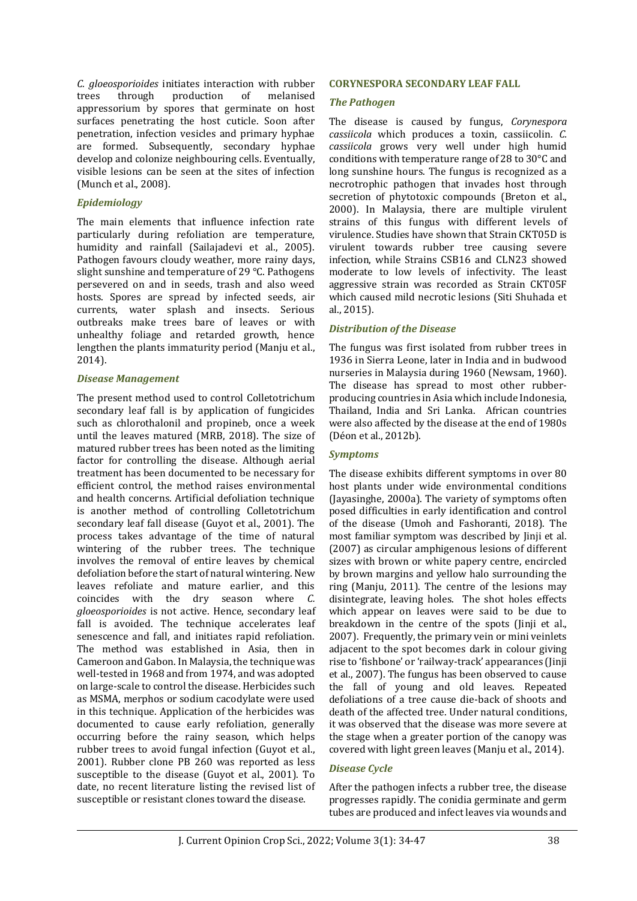*C. gloeosporioides* initiates interaction with rubber trees through production of melanised appressorium by spores that germinate on host surfaces penetrating the host cuticle. Soon after penetration, infection vesicles and primary hyphae are formed. Subsequently, secondary hyphae develop and colonize neighbouring cells. Eventually, visible lesions can be seen at the sites of infection (Munch et al., 2008).

### *Epidemiology*

The main elements that influence infection rate particularly during refoliation are temperature, humidity and rainfall (Sailajadevi et al., 2005). Pathogen favours cloudy weather, more rainy days, slight sunshine and temperature of 29 °C. Pathogens persevered on and in seeds, trash and also weed hosts. Spores are spread by infected seeds, air currents, water splash and insects. Serious outbreaks make trees bare of leaves or with unhealthy foliage and retarded growth, hence lengthen the plants immaturity period (Manju et al., 2014).

### *Disease Management*

The present method used to control Colletotrichum secondary leaf fall is by application of fungicides such as chlorothalonil and propineb, once a week until the leaves matured (MRB, 2018). The size of matured rubber trees has been noted as the limiting factor for controlling the disease. Although aerial treatment has been documented to be necessary for efficient control, the method raises environmental and health concerns. Artificial defoliation technique is another method of controlling Colletotrichum secondary leaf fall disease (Guyot et al., 2001). The process takes advantage of the time of natural wintering of the rubber trees. The technique involves the removal of entire leaves by chemical defoliation before the start of natural wintering. New leaves refoliate and mature earlier, and this coincides with the dry season where *C. gloeosporioides* is not active. Hence, secondary leaf fall is avoided. The technique accelerates leaf senescence and fall, and initiates rapid refoliation. The method was established in Asia, then in Cameroon and Gabon. In Malaysia, the technique was well-tested in 1968 and from 1974, and was adopted on large-scale to control the disease. Herbicides such as MSMA, merphos or sodium cacodylate were used in this technique. Application of the herbicides was documented to cause early refoliation, generally occurring before the rainy season, which helps rubber trees to avoid fungal infection (Guyot et al., 2001). Rubber clone PB 260 was reported as less susceptible to the disease (Guyot et al., 2001). To date, no recent literature listing the revised list of susceptible or resistant clones toward the disease.

## CORYNESPORA SECONDARY LEAF FALL

### *The Pathogen*

The disease is caused by fungus, *Corynespora cassiicola* which produces a toxin, cassiicolin. *C. cassiicola* grows very well under high humid conditions with temperature range of 28 to 30°C and long sunshine hours. The fungus is recognized as a necrotrophic pathogen that invades host through secretion of phytotoxic compounds (Breton et al., 2000). In Malaysia, there are multiple virulent strains of this fungus with different levels of virulence. Studies have shown that Strain CKT05D is virulent towards rubber tree causing severe infection, while Strains CSB16 and CLN23 showed moderate to low levels of infectivity. The least aggressive strain was recorded as Strain CKT05F which caused mild necrotic lesions (Siti Shuhada et al., 2015).

### *Distribution of the Disease*

The fungus was first isolated from rubber trees in 1936 in Sierra Leone, later in India and in budwood nurseries in Malaysia during 1960 (Newsam, 1960). The disease has spread to most other rubber-producing countries in Asia which include Indonesia, Thailand, India and Sri Lanka. African countries were also affected by the disease at the end of 1980s (Déon et al., 2012b).

### *Symptoms*

The disease exhibits different symptoms in over 80 host plants under wide environmental conditions (Jayasinghe, 2000a). The variety of symptoms often posed difficulties in early identification and control of the disease (Umoh and Fashoranti, 2018). The most familiar symptom was described by Jinji et al. (2007) as circular amphigenous lesions of different sizes with brown or white papery centre, encircled by brown margins and yellow halo surrounding the ring (Manju, 2011). The centre of the lesions may disintegrate, leaving holes. The shot holes effects which appear on leaves were said to be due to breakdown in the centre of the spots (Jinji et al., 2007). Frequently, the primary vein or mini veinlets adjacent to the spot becomes dark in colour giving rise to 'fishbone' or 'railway-track' appearances (Jinji et al., 2007). The fungus has been observed to cause the fall of young and old leaves. Repeated defoliations of a tree cause die-back of shoots and death of the affected tree. Under natural conditions, it was observed that the disease was more severe at the stage when a greater portion of the canopy was covered with light green leaves (Manju et al., 2014).

### *Disease Cycle*

After the pathogen infects a rubber tree, the disease progresses rapidly. The conidia germinate and germ tubes are produced and infect leaves via wounds and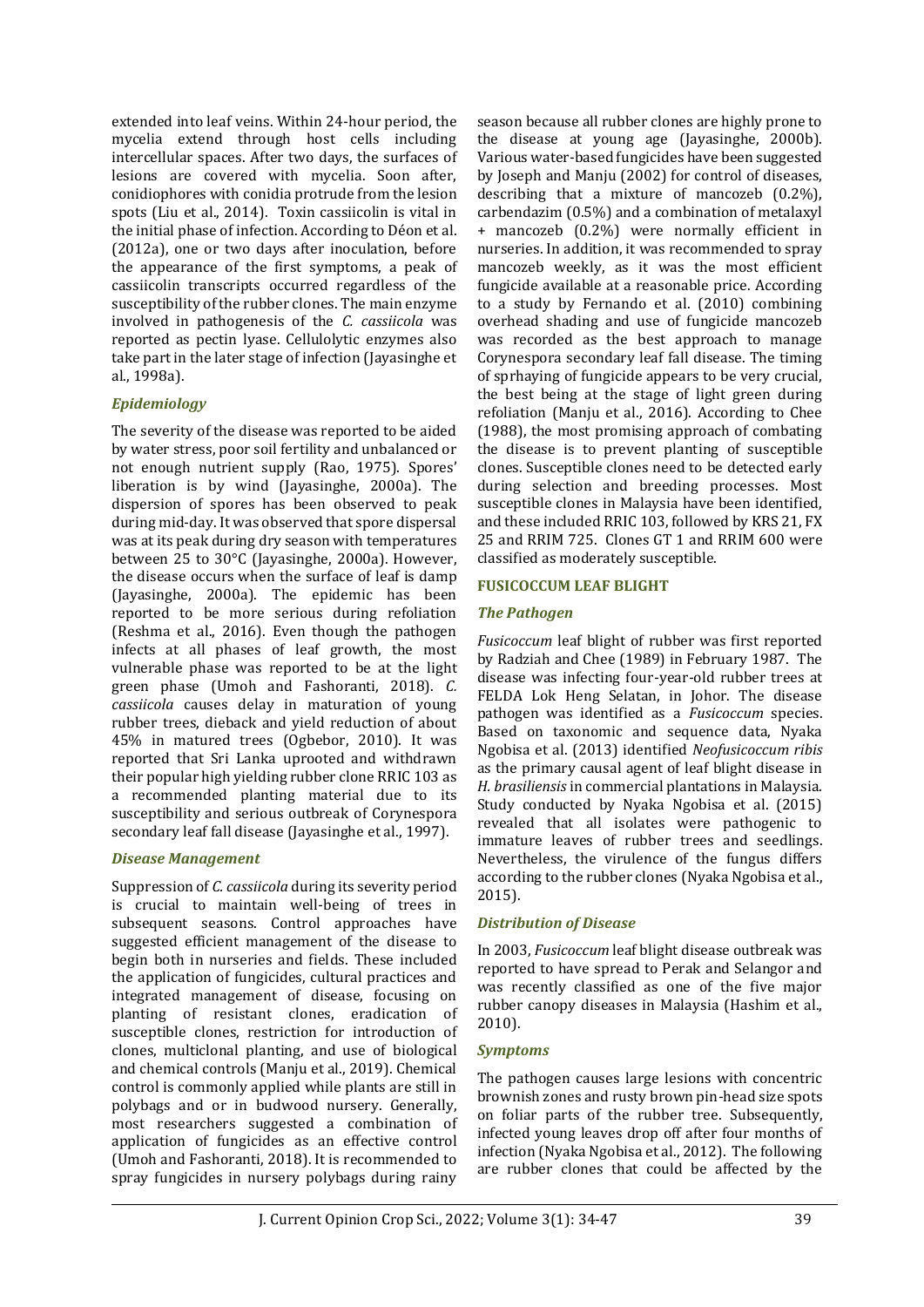extended into leaf veins. Within 24-hour period, the mycelia extend through host cells including intercellular spaces. After two days, the surfaces of lesions are covered with mycelia. Soon after, conidiophores with conidia protrude from the lesion spots (Liu et al., 2014). Toxin cassiicolin is vital in the initial phase of infection. According to Déon et al. (2012a), one or two days after inoculation, before the appearance of the first symptoms, a peak of cassiicolin transcripts occurred regardless of the susceptibility of the rubber clones. The main enzyme involved in pathogenesis of the *C. cassiicola* was reported as pectin lyase. Cellulolytic enzymes also take part in the later stage of infection (Jayasinghe et al., 1998a).

### *Epidemiology*

The severity of the disease was reported to be aided by water stress, poor soil fertility and unbalanced or not enough nutrient supply (Rao, 1975). Spores' liberation is by wind (Jayasinghe, 2000a). The dispersion of spores has been observed to peak during mid-day. It was observed that spore dispersal was at its peak during dry season with temperatures between 25 to 30°C (Jayasinghe, 2000a). However, the disease occurs when the surface of leaf is damp (Jayasinghe, 2000a). The epidemic has been reported to be more serious during refoliation (Reshma et al., 2016). Even though the pathogen infects at all phases of leaf growth, the most vulnerable phase was reported to be at the light green phase (Umoh and Fashoranti, 2018). *C. cassiicola* causes delay in maturation of young rubber trees, dieback and yield reduction of about 45% in matured trees (Ogbebor, 2010). It was reported that Sri Lanka uprooted and withdrawn their popular high yielding rubber clone RRIC 103 as a recommended planting material due to its susceptibility and serious outbreak of Corynespora secondary leaf fall disease (Jayasinghe et al., 1997).

### *Disease Management*

Suppression of *C. cassiicola* during its severity period is crucial to maintain well-being of trees in subsequent seasons. Control approaches have suggested efficient management of the disease to begin both in nurseries and fields. These included the application of fungicides, cultural practices and integrated management of disease, focusing on planting of resistant clones, eradication of susceptible clones, restriction for introduction of clones, multiclonal planting, and use of biological and chemical controls (Manju et al., 2019). Chemical control is commonly applied while plants are still in polybags and or in budwood nursery. Generally, most researchers suggested a combination of application of fungicides as an effective control (Umoh and Fashoranti, 2018). It is recommended to spray fungicides in nursery polybags during rainy season because all rubber clones are highly prone to the disease at young age (Jayasinghe, 2000b). Various water-based fungicides have been suggested by Joseph and Manju (2002) for control of diseases, describing that a mixture of mancozeb (0.2%), carbendazim (0.5%) and a combination of metalaxyl + mancozeb (0.2%) were normally efficient in nurseries. In addition, it was recommended to spray mancozeb weekly, as it was the most efficient fungicide available at a reasonable price. According to a study by Fernando et al. (2010) combining overhead shading and use of fungicide mancozeb was recorded as the best approach to manage Corynespora secondary leaf fall disease. The timing of sprhaying of fungicide appears to be very crucial, the best being at the stage of light green during refoliation (Manju et al., 2016). According to Chee (1988), the most promising approach of combating the disease is to prevent planting of susceptible clones. Susceptible clones need to be detected early during selection and breeding processes. Most susceptible clones in Malaysia have been identified, and these included RRIC 103, followed by KRS 21, FX 25 and RRIM 725. Clones GT 1 and RRIM 600 were classified as moderately susceptible.

## FUSICOCCUM LEAF BLIGHT

### *The Pathogen*

*Fusicoccum* leaf blight of rubber was first reported by Radziah and Chee (1989) in February 1987. The disease was infecting four-year-old rubber trees at FELDA Lok Heng Selatan, in Johor. The disease pathogen was identified as a *Fusicoccum* species. Based on taxonomic and sequence data, Nyaka Ngobisa et al. (2013) identified *Neofusicoccum ribis* as the primary causal agent of leaf blight disease in *H. brasiliensis* in commercial plantations in Malaysia. Study conducted by Nyaka Ngobisa et al. (2015) revealed that all isolates were pathogenic to immature leaves of rubber trees and seedlings. Nevertheless, the virulence of the fungus differs according to the rubber clones (Nyaka Ngobisa et al., 2015).

### *Distribution of Disease*

In 2003, *Fusicoccum* leaf blight disease outbreak was reported to have spread to Perak and Selangor and was recently classified as one of the five major rubber canopy diseases in Malaysia (Hashim et al., 2010).

### *Symptoms*

The pathogen causes large lesions with concentric brownish zones and rusty brown pin-head size spots on foliar parts of the rubber tree. Subsequently, infected young leaves drop off after four months of infection (Nyaka Ngobisa et al., 2012). The following are rubber clones that could be affected by the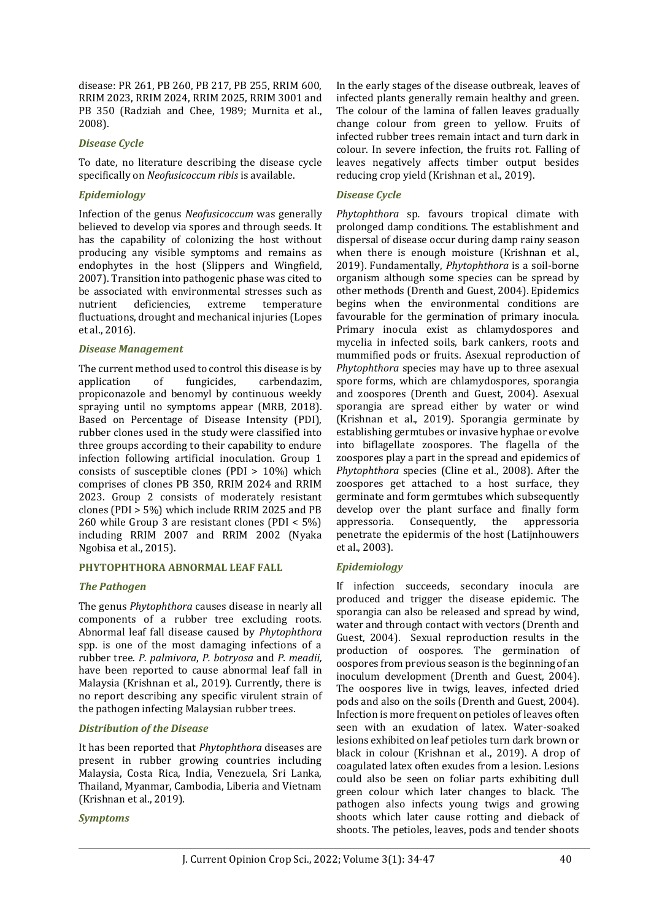disease: PR 261, PB 260, PB 217, PB 255, RRIM 600, RRIM 2023, RRIM 2024, RRIM 2025, RRIM 3001 and PB 350 (Radziah and Chee, 1989; Murnita et al., 2008).

### *Disease Cycle*

To date, no literature describing the disease cycle specifically on *Neofusicoccum ribis* is available.

### *Epidemiology*

Infection of the genus *Neofusicoccum* was generally believed to develop via spores and through seeds. It has the capability of colonizing the host without producing any visible symptoms and remains as endophytes in the host (Slippers and Wingfield, 2007). Transition into pathogenic phase was cited to be associated with environmental stresses such as nutrient deficiencies, extreme temperature fluctuations, drought and mechanical injuries (Lopes et al., 2016).

### *Disease Management*

The current method used to control this disease is by application of fungicides, carbendazim, propiconazole and benomyl by continuous weekly spraying until no symptoms appear (MRB, 2018). Based on Percentage of Disease Intensity (PDI), rubber clones used in the study were classified into three groups according to their capability to endure infection following artificial inoculation. Group 1 consists of susceptible clones (PDI > 10%) which comprises of clones PB 350, RRIM 2024 and RRIM 2023. Group 2 consists of moderately resistant clones (PDI > 5%) which include RRIM 2025 and PB 260 while Group 3 are resistant clones (PDI < 5%) including RRIM 2007 and RRIM 2002 (Nyaka Ngobisa et al., 2015).

## PHYTOPHTHORA ABNORMAL LEAF FALL

### *The Pathogen*

The genus *Phytophthora* causes disease in nearly all components of a rubber tree excluding roots. Abnormal leaf fall disease caused by *Phytophthora* spp. is one of the most damaging infections of a rubber tree. *P. palmivora*, *P. botryosa* and *P. meadii,* have been reported to cause abnormal leaf fall in Malaysia (Krishnan et al., 2019). Currently, there is no report describing any specific virulent strain of the pathogen infecting Malaysian rubber trees.

### *Distribution of the Disease*

It has been reported that *Phytophthora* diseases are present in rubber growing countries including Malaysia, Costa Rica, India, Venezuela, Sri Lanka, Thailand, Myanmar, Cambodia, Liberia and Vietnam (Krishnan et al., 2019).

### *Symptoms*

In the early stages of the disease outbreak, leaves of infected plants generally remain healthy and green. The colour of the lamina of fallen leaves gradually change colour from green to yellow. Fruits of infected rubber trees remain intact and turn dark in colour. In severe infection, the fruits rot. Falling of leaves negatively affects timber output besides reducing crop yield (Krishnan et al., 2019).

### *Disease Cycle*

*Phytophthora* sp. favours tropical climate with prolonged damp conditions. The establishment and dispersal of disease occur during damp rainy season when there is enough moisture (Krishnan et al., 2019). Fundamentally, *Phytophthora* is a soil-borne organism although some species can be spread by other methods (Drenth and Guest, 2004). Epidemics begins when the environmental conditions are favourable for the germination of primary inocula. Primary inocula exist as chlamydospores and mycelia in infected soils, bark cankers, roots and mummified pods or fruits. Asexual reproduction of *Phytophthora* species may have up to three asexual spore forms, which are chlamydospores, sporangia and zoospores (Drenth and Guest, 2004). Asexual sporangia are spread either by water or wind (Krishnan et al., 2019). Sporangia germinate by establishing germtubes or invasive hyphae or evolve into biflagellate zoospores. The flagella of the zoospores play a part in the spread and epidemics of *Phytophthora* species (Cline et al., 2008). After the zoospores get attached to a host surface, they germinate and form germtubes which subsequently develop over the plant surface and finally form appressoria. Consequently, the appressoria penetrate the epidermis of the host (Latijnhouwers et al., 2003).

### *Epidemiology*

If infection succeeds, secondary inocula are produced and trigger the disease epidemic. The sporangia can also be released and spread by wind, water and through contact with vectors (Drenth and Guest, 2004). Sexual reproduction results in the production of oospores. The germination of oospores from previous season is the beginning of an inoculum development (Drenth and Guest, 2004). The oospores live in twigs, leaves, infected dried pods and also on the soils (Drenth and Guest, 2004). Infection is more frequent on petioles of leaves often seen with an exudation of latex. Water-soaked lesions exhibited on leaf petioles turn dark brown or black in colour (Krishnan et al., 2019). A drop of coagulated latex often exudes from a lesion. Lesions could also be seen on foliar parts exhibiting dull green colour which later changes to black. The pathogen also infects young twigs and growing shoots which later cause rotting and dieback of shoots. The petioles, leaves, pods and tender shoots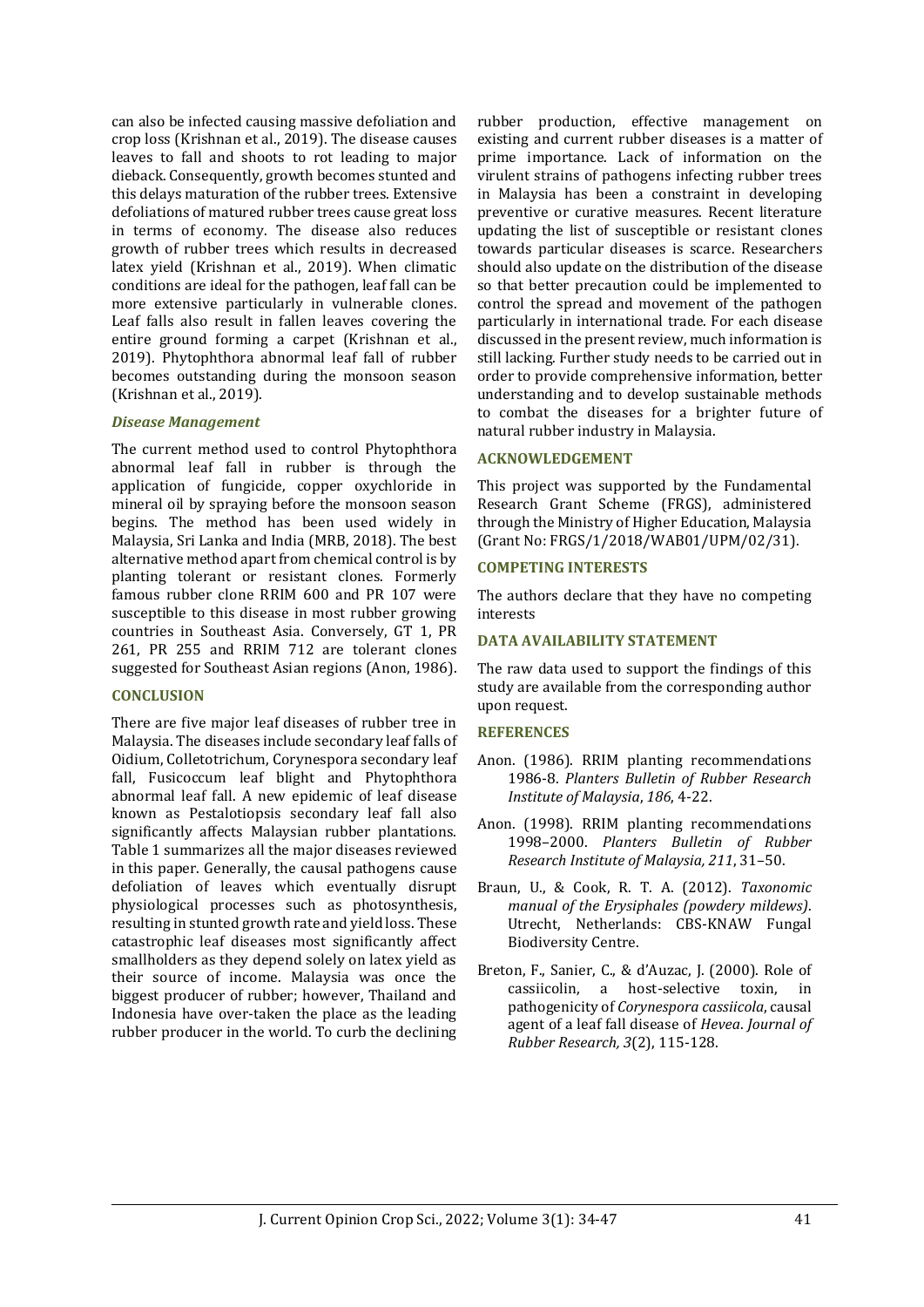can also be infected causing massive defoliation and crop loss (Krishnan et al., 2019). The disease causes leaves to fall and shoots to rot leading to major dieback. Consequently, growth becomes stunted and this delays maturation of the rubber trees. Extensive defoliations of matured rubber trees cause great loss in terms of economy. The disease also reduces growth of rubber trees which results in decreased latex yield (Krishnan et al., 2019). When climatic conditions are ideal for the pathogen, leaf fall can be more extensive particularly in vulnerable clones. Leaf falls also result in fallen leaves covering the entire ground forming a carpet (Krishnan et al., 2019). Phytophthora abnormal leaf fall of rubber becomes outstanding during the monsoon season (Krishnan et al., 2019).

### *Disease Management*

The current method used to control Phytophthora abnormal leaf fall in rubber is through the application of fungicide, copper oxychloride in mineral oil by spraying before the monsoon season begins. The method has been used widely in Malaysia, Sri Lanka and India (MRB, 2018). The best alternative method apart from chemical control is by planting tolerant or resistant clones. Formerly famous rubber clone RRIM 600 and PR 107 were susceptible to this disease in most rubber growing countries in Southeast Asia. Conversely, GT 1, PR 261, PR 255 and RRIM 712 are tolerant clones suggested for Southeast Asian regions (Anon, 1986).

## CONCLUSION

There are five major leaf diseases of rubber tree in Malaysia. The diseases include secondary leaf falls of Oidium, Colletotrichum, Corynespora secondary leaf fall, Fusicoccum leaf blight and Phytophthora abnormal leaf fall. A new epidemic of leaf disease known as Pestalotiopsis secondary leaf fall also significantly affects Malaysian rubber plantations. Table 1 summarizes all the major diseases reviewed in this paper. Generally, the causal pathogens cause defoliation of leaves which eventually disrupt physiological processes such as photosynthesis, resulting in stunted growth rate and yield loss. These catastrophic leaf diseases most significantly affect smallholders as they depend solely on latex yield as their source of income. Malaysia was once the biggest producer of rubber; however, Thailand and Indonesia have over-taken the place as the leading rubber producer in the world. To curb the declining rubber production, effective management on existing and current rubber diseases is a matter of prime importance. Lack of information on the virulent strains of pathogens infecting rubber trees in Malaysia has been a constraint in developing preventive or curative measures. Recent literature updating the list of susceptible or resistant clones towards particular diseases is scarce. Researchers should also update on the distribution of the disease so that better precaution could be implemented to control the spread and movement of the pathogen particularly in international trade. For each disease discussed in the present review, much information is still lacking. Further study needs to be carried out in order to provide comprehensive information, better understanding and to develop sustainable methods to combat the diseases for a brighter future of natural rubber industry in Malaysia.

## ACKNOWLEDGEMENT

This project was supported by the Fundamental Research Grant Scheme (FRGS), administered through the Ministry of Higher Education, Malaysia (Grant No: FRGS/1/2018/WAB01/UPM/02/31).

## COMPETING INTERESTS

The authors declare that they have no competing interests

## DATA AVAILABILITY STATEMENT

The raw data used to support the findings of this study are available from the corresponding author upon request.

## REFERENCES

Anon. (1986). RRIM planting recommendations 1986-8. *Planters Bulletin of Rubber Research Institute of Malaysia*, *186*, 4-22.

Anon. (1998). RRIM planting recommendations 1998–2000. *Planters Bulletin of Rubber Research Institute of Malaysia, 211*, 31–50.

Braun, U., & Cook, R. T. A. (2012). *Taxonomic manual of the Erysiphales (powdery mildews)*. Utrecht, Netherlands: CBS-KNAW Fungal Biodiversity Centre.

Breton, F., Sanier, C., & d'Auzac, J. (2000). Role of cassiicolin, a host-selective toxin, in pathogenicity of *Corynespora cassiicola*, causal agent of a leaf fall disease of *Hevea*. *Journal of Rubber Research, 3*(2), 115-128.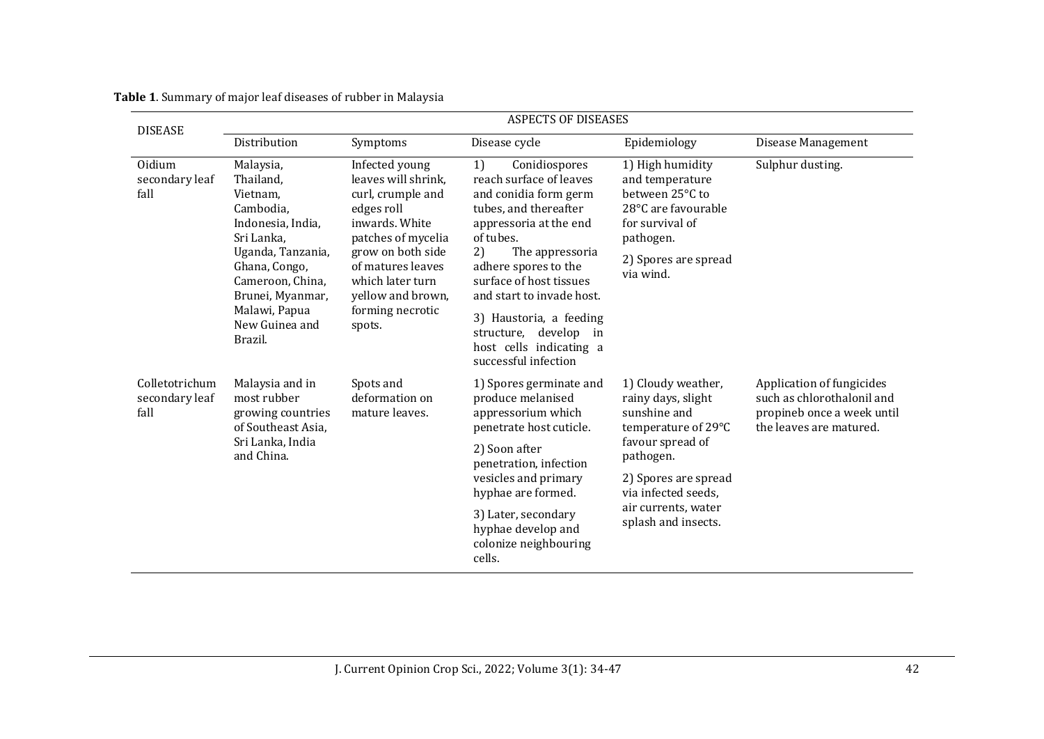**Table 1**. Summary of major leaf diseases of rubber in Malaysia

| DISEASE | ASPECTS OF DISEASES | | | | |
|---|---|---|---|---|---|
| | Distribution | Symptoms | Disease cycle | Epidemiology | Disease Management |
| Oidium secondary leaf fall | Malaysia, Thailand, Vietnam, Cambodia, Indonesia, India, Sri Lanka, Uganda, Tanzania, Ghana, Congo, Cameroon, China, Brunei, Myanmar, Malawi, Papua New Guinea and Brazil. | Infected young leaves will shrink, curl, crumple and edges roll inwards. White patches of mycelia grow on both side of matures leaves which later turn yellow and brown, forming necrotic spots. | 1) Conidiospores reach surface of leaves and conidia form germ tubes, and thereafter appressoria at the end of tubes. 2) The appressoria adhere spores to the surface of host tissues and start to invade host. 3) Haustoria, a feeding structure, develop in host cells indicating a successful infection | 1) High humidity and temperature between 25°C to 28°C are favourable for survival of pathogen. 2) Spores are spread via wind. | Sulphur dusting. |
| Colletotrichum secondary leaf fall | Malaysia and in most rubber growing countries of Southeast Asia, Sri Lanka, India and China. | Spots and deformation on mature leaves. | 1) Spores germinate and produce melanised appressorium which penetrate host cuticle. 2) Soon after penetration, infection vesicles and primary hyphae are formed. 3) Later, secondary hyphae develop and colonize neighbouring cells. | 1) Cloudy weather, rainy days, slight sunshine and temperature of 29°C favour spread of pathogen. 2) Spores are spread via infected seeds, air currents, water splash and insects. | Application of fungicides such as chlorothalonil and propineb once a week until the leaves are matured. |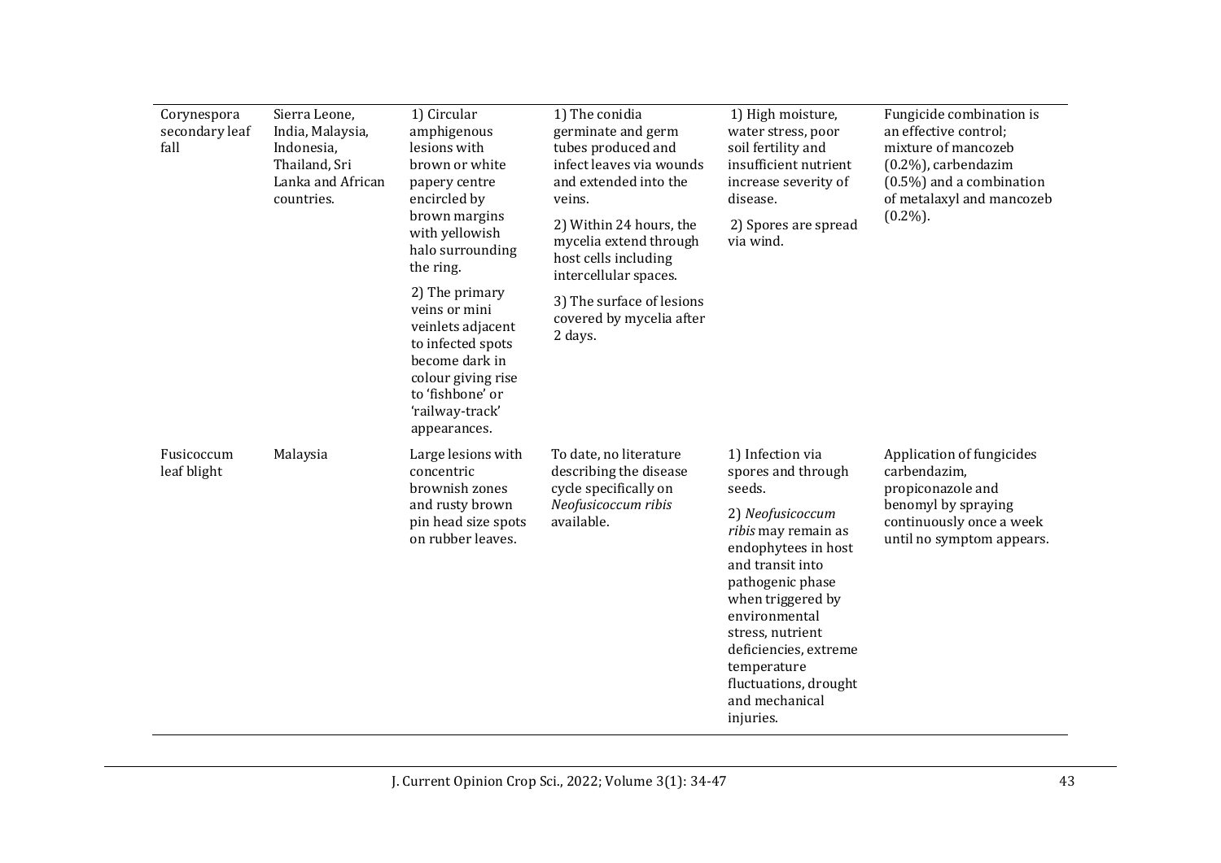| Corynespora secondary leaf fall | Sierra Leone, India, Malaysia, Indonesia, Thailand, Sri Lanka and African countries. | 1) Circular amphigenous lesions with brown or white papery centre encircled by brown margins with yellowish halo surrounding the ring.<br>2) The primary veins or mini veinlets adjacent to infected spots become dark in colour giving rise to 'fishbone' or 'railway-track' appearances. | 1) The conidia germinate and germ tubes produced and infect leaves via wounds and extended into the veins.<br>2) Within 24 hours, the mycelia extend through host cells including intercellular spaces.<br>3) The surface of lesions covered by mycelia after 2 days. | 1) High moisture, water stress, poor soil fertility and insufficient nutrient increase severity of disease.<br>2) Spores are spread via wind. | Fungicide combination is an effective control; mixture of mancozeb (0.2%), carbendazim (0.5%) and a combination of metalaxyl and mancozeb (0.2%). |
|---|---|---|---|---|---|
| Fusicoccum leaf blight | Malaysia | Large lesions with concentric brownish zones and rusty brown pin head size spots on rubber leaves. | To date, no literature describing the disease cycle specifically on *Neofusicoccum ribis* available. | 1) Infection via spores and through seeds.<br>2) *Neofusicoccum ribis* may remain as endophytees in host and transit into pathogenic phase when triggered by environmental stress, nutrient deficiencies, extreme temperature fluctuations, drought and mechanical injuries. | Application of fungicides carbendazim, propiconazole and benomyl by spraying continuously once a week until no symptom appears. |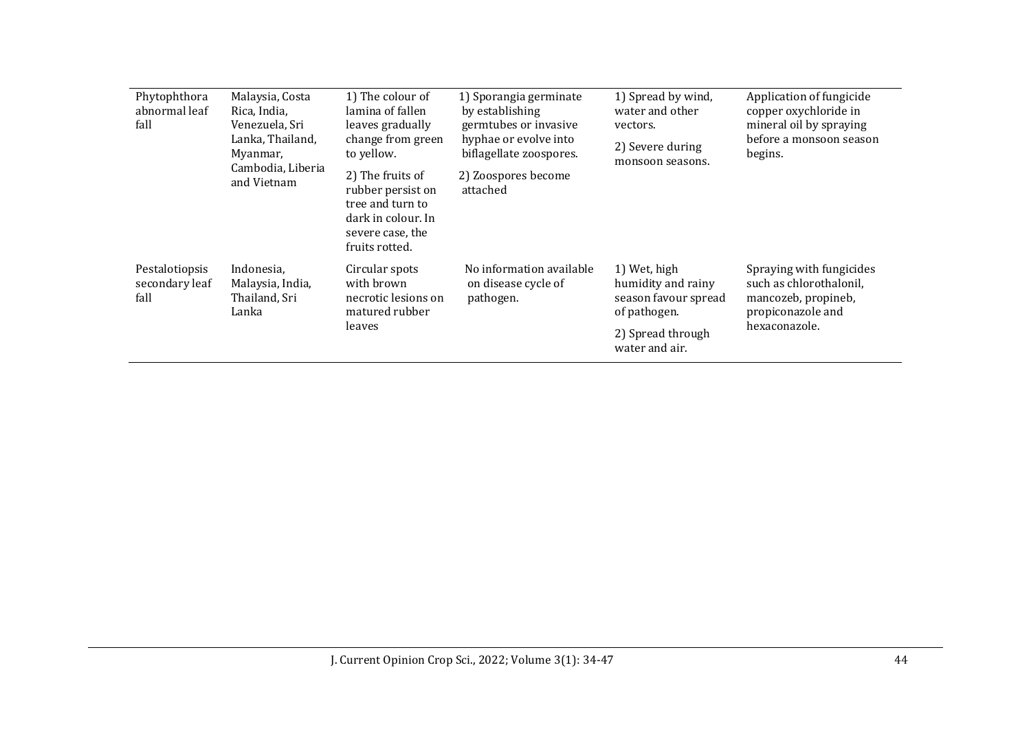| | | | | | |
|---|---|---|---|---|---|
| Phytophthora abnormal leaf fall | Malaysia, Costa Rica, India, Venezuela, Sri Lanka, Thailand, Myanmar, Cambodia, Liberia and Vietnam | 1) The colour of lamina of fallen leaves gradually change from green to yellow.<br>2) The fruits of rubber persist on tree and turn to dark in colour. In severe case, the fruits rotted. | 1) Sporangia germinate by establishing germtubes or invasive hyphae or evolve into biflagellate zoospores.<br>2) Zoospores become attached | 1) Spread by wind, water and other vectors.<br>2) Severe during monsoon seasons. | Application of fungicide copper oxychloride in mineral oil by spraying before a monsoon season begins. |
| Pestalotiopsis secondary leaf fall | Indonesia, Malaysia, India, Thailand, Sri Lanka | Circular spots with brown necrotic lesions on matured rubber leaves | No information available on disease cycle of pathogen. | 1) Wet, high humidity and rainy season favour spread of pathogen.<br>2) Spread through water and air. | Spraying with fungicides such as chlorothalonil, mancozeb, propineb, propiconazole and hexaconazole. |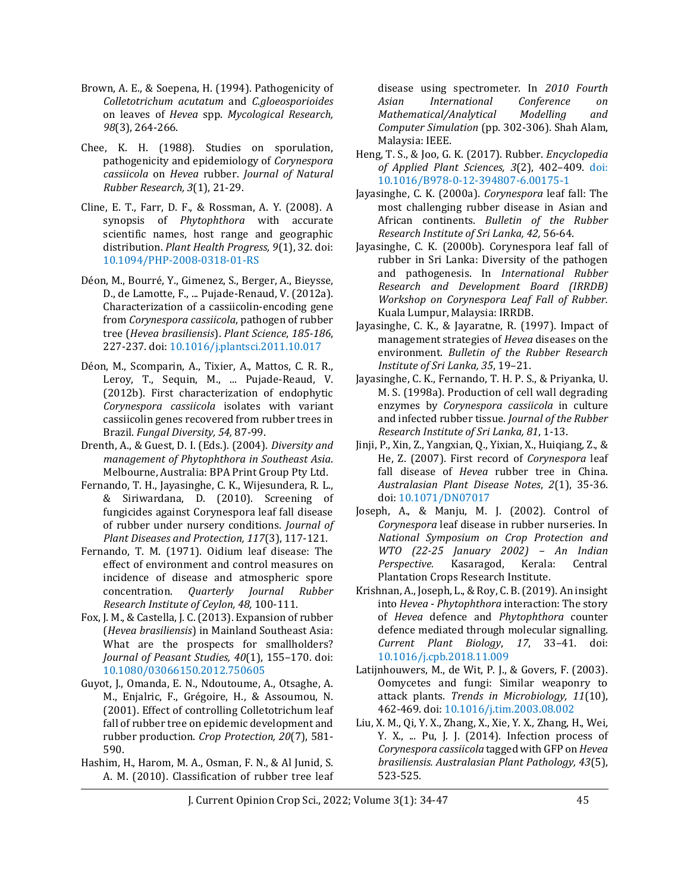Brown, A. E., & Soepena, H. (1994). Pathogenicity of *Colletotrichum acutatum* and *C.gloeosporioides* on leaves of *Hevea* spp. *Mycological Research, 98*(3), 264-266.

Chee, K. H. (1988). Studies on sporulation, pathogenicity and epidemiology of *Corynespora cassiicola* on *Hevea* rubber. *Journal of Natural Rubber Research, 3*(1), 21-29.

Cline, E. T., Farr, D. F., & Rossman, A. Y. (2008). A synopsis of *Phytophthora* with accurate scientific names, host range and geographic distribution. *Plant Health Progress, 9*(1), 32. doi: 10.1094/PHP-2008-0318-01-RS

Déon, M., Bourré, Y., Gimenez, S., Berger, A., Bieysse, D., de Lamotte, F., ... Pujade-Renaud, V. (2012a). Characterization of a cassiicolin-encoding gene from *Corynespora cassiicola*, pathogen of rubber tree (*Hevea brasiliensis*). *Plant Science*, *185-186*, 227-237. doi: 10.1016/j.plantsci.2011.10.017

Déon, M., Scomparin, A., Tixier, A., Mattos, C. R. R., Leroy, T., Sequin, M., ... Pujade-Reaud, V. (2012b). First characterization of endophytic *Corynespora cassiicola* isolates with variant cassiicolin genes recovered from rubber trees in Brazil. *Fungal Diversity, 54,* 87-99.

Drenth, A., & Guest, D. I. (Eds.). (2004). *Diversity and management of Phytophthora in Southeast Asia*. Melbourne, Australia: BPA Print Group Pty Ltd.

Fernando, T. H., Jayasinghe, C. K., Wijesundera, R. L., & Siriwardana, D. (2010). Screening of fungicides against Corynespora leaf fall disease of rubber under nursery conditions. *Journal of Plant Diseases and Protection, 117*(3), 117-121.

Fernando, T. M. (1971). Oidium leaf disease: The effect of environment and control measures on incidence of disease and atmospheric spore concentration. *Quarterly Journal Rubber Research Institute of Ceylon, 48,* 100-111.

Fox, J. M., & Castella, J. C. (2013). Expansion of rubber (*Hevea brasiliensis*) in Mainland Southeast Asia: What are the prospects for smallholders? *Journal of Peasant Studies, 40*(1), 155–170. doi: 10.1080/03066150.2012.750605

Guyot, J., Omanda, E. N., Ndoutoume, A., Otsaghe, A. M., Enjalric, F., Grégoire, H., & Assoumou, N. (2001). Effect of controlling Colletotrichum leaf fall of rubber tree on epidemic development and rubber production. *Crop Protection, 20*(7), 581-590.

Hashim, H., Harom, M. A., Osman, F. N., & Al Junid, S. A. M. (2010). Classification of rubber tree leaf disease using spectrometer. In *2010 Fourth Asian International Conference on Mathematical/Analytical Modelling and Computer Simulation* (pp. 302-306). Shah Alam, Malaysia: IEEE.

Heng, T. S., & Joo, G. K. (2017). Rubber. *Encyclopedia of Applied Plant Sciences, 3*(2), 402–409. doi: 10.1016/B978-0-12-394807-6.00175-1

Jayasinghe, C. K. (2000a). *Corynespora* leaf fall: The most challenging rubber disease in Asian and African continents. *Bulletin of the Rubber Research Institute of Sri Lanka, 42,* 56-64.

Jayasinghe, C. K. (2000b). Corynespora leaf fall of rubber in Sri Lanka: Diversity of the pathogen and pathogenesis. In *International Rubber Research and Development Board (IRRDB) Workshop on Corynespora Leaf Fall of Rubber.* Kuala Lumpur, Malaysia: IRRDB.

Jayasinghe, C. K., & Jayaratne, R. (1997). Impact of management strategies of *Hevea* diseases on the environment. *Bulletin of the Rubber Research Institute of Sri Lanka, 35*, 19–21.

Jayasinghe, C. K., Fernando, T. H. P. S., & Priyanka, U. M. S. (1998a). Production of cell wall degrading enzymes by *Corynespora cassiicola* in culture and infected rubber tissue. *Journal of the Rubber Research Institute of Sri Lanka, 81*, 1-13.

Jinji, P., Xin, Z., Yangxian, Q., Yixian, X., Huiqiang, Z., & He, Z. (2007). First record of *Corynespora* leaf fall disease of *Hevea* rubber tree in China. *Australasian Plant Disease Notes*, *2*(1), 35-36. doi: 10.1071/DN07017

Joseph, A., & Manju, M. J. (2002). Control of *Corynespora* leaf disease in rubber nurseries. In *National Symposium on Crop Protection and WTO (22-25 January 2002) – An Indian Perspective.* Kasaragod, Kerala: Central Plantation Crops Research Institute.

Krishnan, A., Joseph, L., & Roy, C. B. (2019). An insight into *Hevea - Phytophthora* interaction: The story of *Hevea* defence and *Phytophthora* counter defence mediated through molecular signalling. *Current Plant Biology*, *17*, 33–41. doi: 10.1016/j.cpb.2018.11.009

Latijnhouwers, M., de Wit, P. J., & Govers, F. (2003). Oomycetes and fungi: Similar weaponry to attack plants. *Trends in Microbiology, 11*(10), 462-469. doi: 10.1016/j.tim.2003.08.002

Liu, X. M., Qi, Y. X., Zhang, X., Xie, Y. X., Zhang, H., Wei, Y. X., ... Pu, J. J. (2014). Infection process of *Corynespora cassiicola* tagged with GFP on *Hevea brasiliensis. Australasian Plant Pathology, 43*(5), 523-525.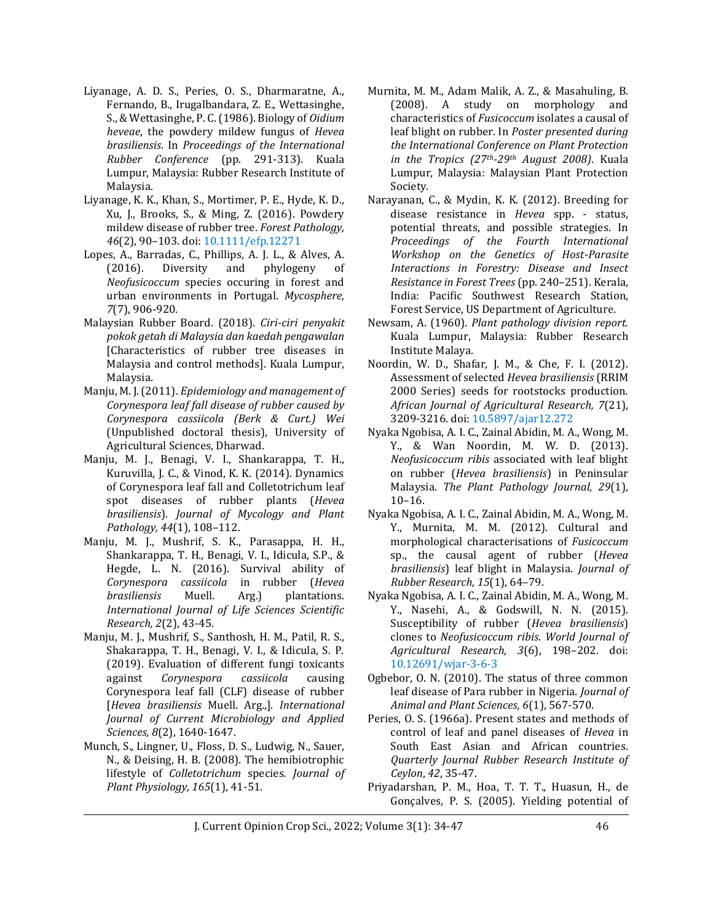Liyanage, A. D. S., Peries, O. S., Dharmaratne, A., Fernando, B., Irugalbandara, Z. E., Wettasinghe, S., & Wettasinghe, P. C. (1986). Biology of *Oidium heveae*, the powdery mildew fungus of *Hevea brasiliensis*. In *Proceedings of the International Rubber Conference* (pp. 291-313). Kuala Lumpur, Malaysia: Rubber Research Institute of Malaysia.

Liyanage, K. K., Khan, S., Mortimer, P. E., Hyde, K. D., Xu, J., Brooks, S., & Ming, Z. (2016). Powdery mildew disease of rubber tree. *Forest Pathology, 46*(2), 90–103. doi: 10.1111/efp.12271

Lopes, A., Barradas, C., Phillips, A. J. L., & Alves, A. (2016). Diversity and phylogeny of *Neofusicoccum* species occuring in forest and urban environments in Portugal. *Mycosphere, 7*(7), 906-920.

Malaysian Rubber Board. (2018). *Ciri-ciri penyakit pokok getah di Malaysia dan kaedah pengawalan* [Characteristics of rubber tree diseases in Malaysia and control methods]. Kuala Lumpur, Malaysia.

Manju, M. J. (2011). *Epidemiology and management of Corynespora leaf fall disease of rubber caused by Corynespora cassiicola (Berk & Curt.) Wei* (Unpublished doctoral thesis), University of Agricultural Sciences, Dharwad.

Manju, M. J., Benagi, V. I., Shankarappa, T. H., Kuruvilla, J. C., & Vinod, K. K. (2014). Dynamics of Corynespora leaf fall and Colletotrichum leaf spot diseases of rubber plants (*Hevea brasiliensis*). *Journal of Mycology and Plant Pathology, 44*(1), 108–112.

Manju, M. J., Mushrif, S. K., Parasappa, H. H., Shankarappa, T. H., Benagi, V. I., Idicula, S.P., & Hegde, L. N. (2016). Survival ability of *Corynespora cassiicola* in rubber (*Hevea brasiliensis* Muell. Arg.) plantations. *International Journal of Life Sciences Scientific Research, 2*(2), 43-45.

Manju, M. J., Mushrif, S., Santhosh, H. M., Patil, R. S., Shakarappa, T. H., Benagi, V. I., & Idicula, S. P. (2019). Evaluation of different fungi toxicants against *Corynespora cassiicola* causing Corynespora leaf fall (CLF) disease of rubber [*Hevea brasiliensis* Muell. Arg.,]. *International Journal of Current Microbiology and Applied Sciences, 8*(2), 1640-1647.

Munch, S., Lingner, U., Floss, D. S., Ludwig, N., Sauer, N., & Deising, H. B. (2008). The hemibiotrophic lifestyle of *Colletotrichum* species. *Journal of Plant Physiology, 165*(1), 41-51.

Murnita, M. M., Adam Malik, A. Z., & Masahuling, B. (2008). A study on morphology and characteristics of *Fusicoccum* isolates a causal of leaf blight on rubber. In *Poster presented during the International Conference on Plant Protection in the Tropics (27th-29th August 2008)*. Kuala Lumpur, Malaysia: Malaysian Plant Protection Society.

Narayanan, C., & Mydin, K. K. (2012). Breeding for disease resistance in *Hevea* spp. - status, potential threats, and possible strategies. In *Proceedings of the Fourth International Workshop on the Genetics of Host-Parasite Interactions in Forestry: Disease and Insect Resistance in Forest Trees* (pp. 240–251). Kerala, India: Pacific Southwest Research Station, Forest Service, US Department of Agriculture.

Newsam, A. (1960). *Plant pathology division report.* Kuala Lumpur, Malaysia: Rubber Research Institute Malaya.

Noordin, W. D., Shafar, J. M., & Che, F. I. (2012). Assessment of selected *Hevea brasiliensis* (RRIM 2000 Series) seeds for rootstocks production. *African Journal of Agricultural Research, 7*(21), 3209-3216. doi: 10.5897/ajar12.272

Nyaka Ngobisa, A. I. C., Zainal Abidin, M. A., Wong, M. Y., & Wan Noordin, M. W. D. (2013). *Neofusicoccum ribis* associated with leaf blight on rubber (*Hevea brasiliensis*) in Peninsular Malaysia. *The Plant Pathology Journal, 29*(1), 10–16.

Nyaka Ngobisa, A. I. C., Zainal Abidin, M. A., Wong, M. Y., Murnita, M. M. (2012). Cultural and morphological characterisations of *Fusicoccum* sp., the causal agent of rubber (*Hevea brasiliensis*) leaf blight in Malaysia. *Journal of Rubber Research, 15*(1), 64–79.

Nyaka Ngobisa, A. I. C., Zainal Abidin, M. A., Wong, M. Y., Nasehi, A., & Godswill, N. N. (2015). Susceptibility of rubber (*Hevea brasiliensis*) clones to *Neofusicoccum ribis*. *World Journal of Agricultural Research, 3*(6), 198–202. doi: 10.12691/wjar-3-6-3

Ogbebor, O. N. (2010). The status of three common leaf disease of Para rubber in Nigeria. *Journal of Animal and Plant Sciences, 6*(1), 567-570.

Peries, O. S. (1966a). Present states and methods of control of leaf and panel diseases of *Hevea* in South East Asian and African countries. *Quarterly Journal Rubber Research Institute of Ceylon*, *42*, 35-47.

Priyadarshan, P. M., Hoa, T. T. T., Huasun, H., de Gonçalves, P. S. (2005). Yielding potential of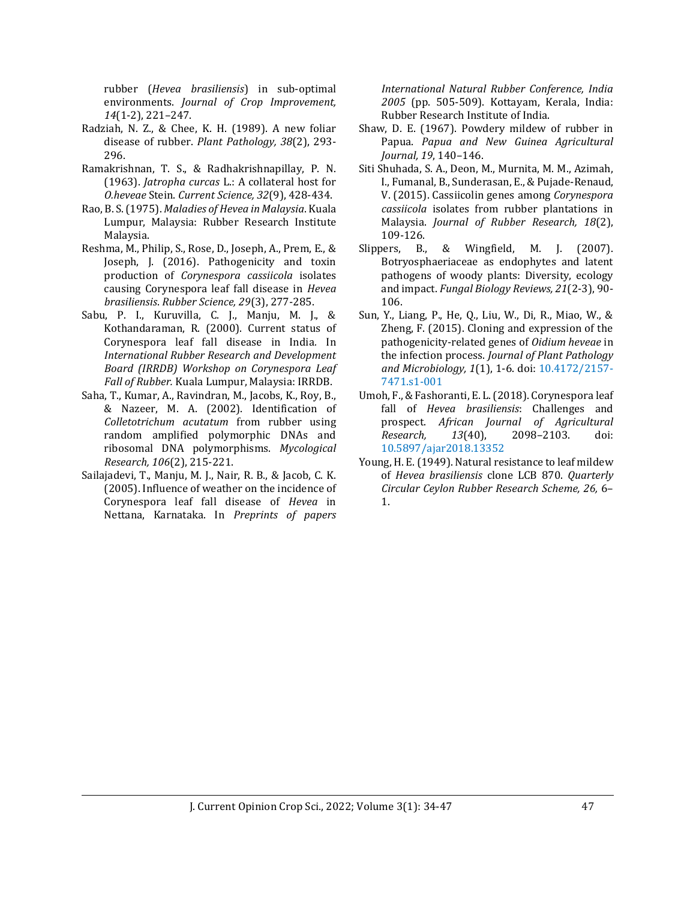rubber (*Hevea brasiliensis*) in sub-optimal environments. *Journal of Crop Improvement, 14*(1-2), 221–247.

Radziah, N. Z., & Chee, K. H. (1989). A new foliar disease of rubber. *Plant Pathology, 38*(2), 293-296.

Ramakrishnan, T. S., & Radhakrishnapillay, P. N. (1963). *Jatropha curcas* L.: A collateral host for *O.heveae* Stein. *Current Science, 32*(9), 428-434.

Rao, B. S. (1975). *Maladies of Hevea in Malaysia*. Kuala Lumpur, Malaysia: Rubber Research Institute Malaysia.

Reshma, M., Philip, S., Rose, D., Joseph, A., Prem, E., & Joseph, J. (2016). Pathogenicity and toxin production of *Corynespora cassiicola* isolates causing Corynespora leaf fall disease in *Hevea brasiliensis*. *Rubber Science, 29*(3), 277-285.

Sabu, P. I., Kuruvilla, C. J., Manju, M. J., & Kothandaraman, R. (2000). Current status of Corynespora leaf fall disease in India. In *International Rubber Research and Development Board (IRRDB) Workshop on Corynespora Leaf Fall of Rubber.* Kuala Lumpur, Malaysia: IRRDB.

Saha, T., Kumar, A., Ravindran, M., Jacobs, K., Roy, B., & Nazeer, M. A. (2002). Identification of *Colletotrichum acutatum* from rubber using random amplified polymorphic DNAs and ribosomal DNA polymorphisms. *Mycological Research, 106*(2), 215-221.

Sailajadevi, T., Manju, M. J., Nair, R. B., & Jacob, C. K. (2005). Influence of weather on the incidence of Corynespora leaf fall disease of *Hevea* in Nettana, Karnataka. In *Preprints of papers International Natural Rubber Conference, India 2005* (pp. 505-509). Kottayam, Kerala, India: Rubber Research Institute of India.

Shaw, D. E. (1967). Powdery mildew of rubber in Papua. *Papua and New Guinea Agricultural Journal, 19*, 140–146.

Siti Shuhada, S. A., Deon, M., Murnita, M. M., Azimah, I., Fumanal, B., Sunderasan, E., & Pujade-Renaud, V. (2015). Cassiicolin genes among *Corynespora cassiicola* isolates from rubber plantations in Malaysia. *Journal of Rubber Research, 18*(2), 109-126.

Slippers, B., & Wingfield, M. J. (2007). Botryosphaeriaceae as endophytes and latent pathogens of woody plants: Diversity, ecology and impact. *Fungal Biology Reviews, 21*(2-3), 90-106.

Sun, Y., Liang, P., He, Q., Liu, W., Di, R., Miao, W., & Zheng, F. (2015). Cloning and expression of the pathogenicity-related genes of *Oidium heveae* in the infection process. *Journal of Plant Pathology and Microbiology, 1*(1), 1-6. doi: 10.4172/2157-7471.s1-001

Umoh, F., & Fashoranti, E. L. (2018). Corynespora leaf fall of *Hevea brasiliensis*: Challenges and prospect. *African Journal of Agricultural Research, 13*(40), 2098–2103. doi: 10.5897/ajar2018.13352

Young, H. E. (1949). Natural resistance to leaf mildew of *Hevea brasiliensis* clone LCB 870. *Quarterly Circular Ceylon Rubber Research Scheme, 26,* 6–1.